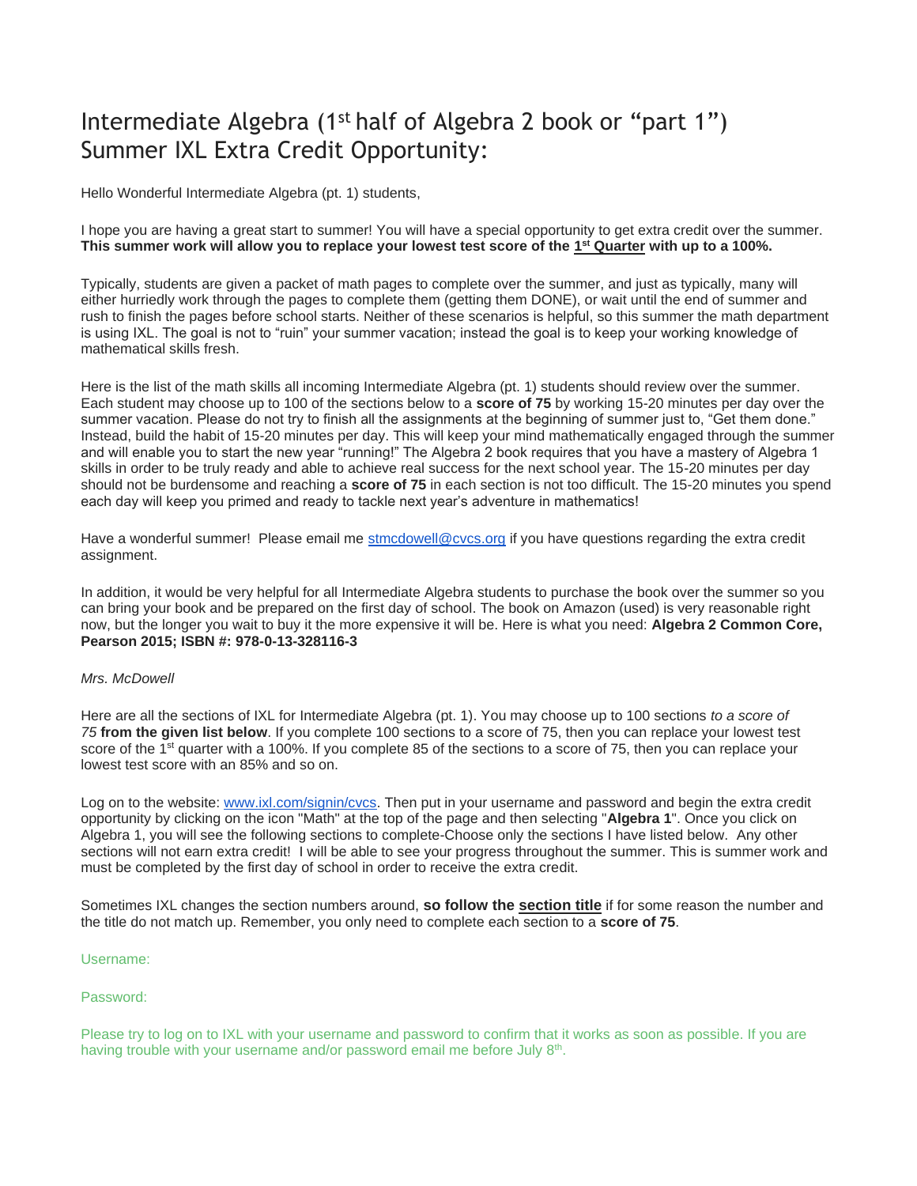# Intermediate Algebra (1st half of Algebra 2 book or "part 1") Summer IXL Extra Credit Opportunity:

Hello Wonderful Intermediate Algebra (pt. 1) students,

I hope you are having a great start to summer! You will have a special opportunity to get extra credit over the summer. **This summer work will allow you to replace your lowest test score of the <u>1st Quarter</u> with up to a 100%.**

Typically, students are given a packet of math pages to complete over the summer, and just as typically, many will either hurriedly work through the pages to complete them (getting them DONE), or wait until the end of summer and rush to finish the pages before school starts. Neither of these scenarios is helpful, so this summer the math department is using IXL. The goal is not to "ruin" your summer vacation; instead the goal is to keep your working knowledge of mathematical skills fresh.

Here is the list of the math skills all incoming Intermediate Algebra (pt. 1) students should review over the summer. Each student may choose up to 100 of the sections below to a **score of 75** by working 15-20 minutes per day over the summer vacation. Please do not try to finish all the assignments at the beginning of summer just to, "Get them done." Instead, build the habit of 15-20 minutes per day. This will keep your mind mathematically engaged through the summer and will enable you to start the new year "running!" The Algebra 2 book requires that you have a mastery of Algebra 1 skills in order to be truly ready and able to achieve real success for the next school year. The 15-20 minutes per day should not be burdensome and reaching a **score of 75** in each section is not too difficult. The 15-20 minutes you spend each day will keep you primed and ready to tackle next year's adventure in mathematics!

Have a wonderful summer! Please email me stmcdowell@cvcs.org if you have questions regarding the extra credit assignment.

In addition, it would be very helpful for all Intermediate Algebra students to purchase the book over the summer so you can bring your book and be prepared on the first day of school. The book on Amazon (used) is very reasonable right now, but the longer you wait to buy it the more expensive it will be. Here is what you need: **Algebra 2 Common Core, Pearson 2015; ISBN #: 978-0-13-328116-3**

*Mrs. McDowell*

Here are all the sections of IXL for Intermediate Algebra (pt. 1). You may choose up to 100 sections *to a score of 75* **from the given list below**. If you complete 100 sections to a score of 75, then you can replace your lowest test score of the 1st quarter with a 100%. If you complete 85 of the sections to a score of 75, then you can replace your lowest test score with an 85% and so on.

Log on to the website: www.ixl.com/signin/cvcs. Then put in your username and password and begin the extra credit opportunity by clicking on the icon "Math" at the top of the page and then selecting "**Algebra 1**". Once you click on Algebra 1, you will see the following sections to complete-Choose only the sections I have listed below. Any other sections will not earn extra credit! I will be able to see your progress throughout the summer. This is summer work and must be completed by the first day of school in order to receive the extra credit.

Sometimes IXL changes the section numbers around, **so follow the <u>section title</u>** if for some reason the number and the title do not match up. Remember, you only need to complete each section to a **score of 75**.

Username:

Password:

Please try to log on to IXL with your username and password to confirm that it works as soon as possible. If you are having trouble with your username and/or password email me before July 8th.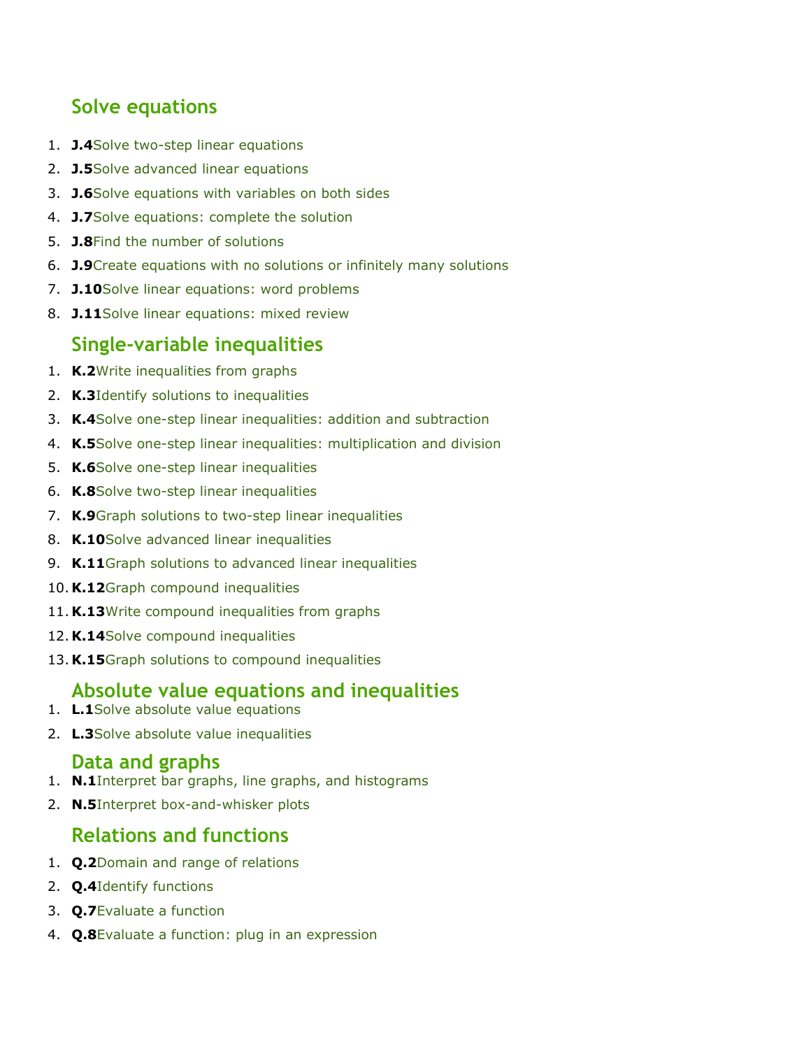## Solve equations

1. **J.4** Solve two-step linear equations
2. **J.5** Solve advanced linear equations
3. **J.6** Solve equations with variables on both sides
4. **J.7** Solve equations: complete the solution
5. **J.8** Find the number of solutions
6. **J.9** Create equations with no solutions or infinitely many solutions
7. **J.10** Solve linear equations: word problems
8. **J.11** Solve linear equations: mixed review

## Single-variable inequalities

1. **K.2** Write inequalities from graphs
2. **K.3** Identify solutions to inequalities
3. **K.4** Solve one-step linear inequalities: addition and subtraction
4. **K.5** Solve one-step linear inequalities: multiplication and division
5. **K.6** Solve one-step linear inequalities
6. **K.8** Solve two-step linear inequalities
7. **K.9** Graph solutions to two-step linear inequalities
8. **K.10** Solve advanced linear inequalities
9. **K.11** Graph solutions to advanced linear inequalities
10. **K.12** Graph compound inequalities
11. **K.13** Write compound inequalities from graphs
12. **K.14** Solve compound inequalities
13. **K.15** Graph solutions to compound inequalities

## Absolute value equations and inequalities

1. **L.1** Solve absolute value equations
2. **L.3** Solve absolute value inequalities

## Data and graphs

1. **N.1** Interpret bar graphs, line graphs, and histograms
2. **N.5** Interpret box-and-whisker plots

## Relations and functions

1. **Q.2** Domain and range of relations
2. **Q.4** Identify functions
3. **Q.7** Evaluate a function
4. **Q.8** Evaluate a function: plug in an expression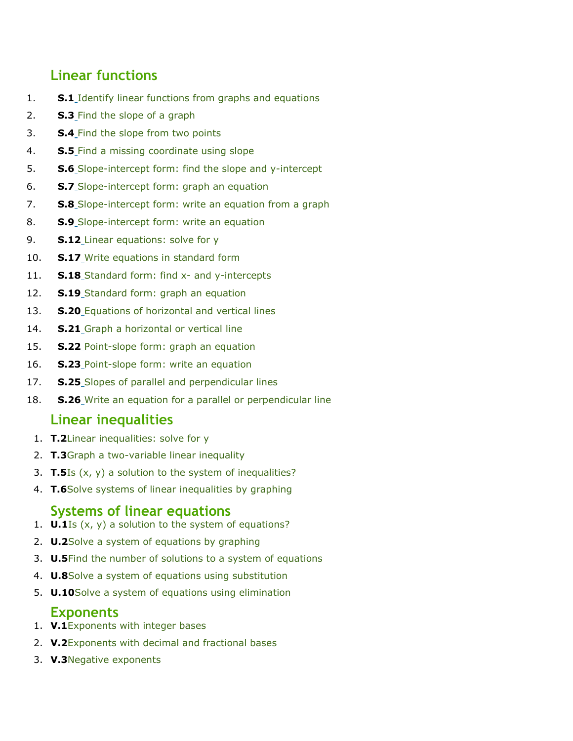## Linear functions

1. **S.1** Identify linear functions from graphs and equations
2. **S.3** Find the slope of a graph
3. **S.4** Find the slope from two points
4. **S.5** Find a missing coordinate using slope
5. **S.6** Slope-intercept form: find the slope and y-intercept
6. **S.7** Slope-intercept form: graph an equation
7. **S.8** Slope-intercept form: write an equation from a graph
8. **S.9** Slope-intercept form: write an equation
9. **S.12** Linear equations: solve for y
10. **S.17** Write equations in standard form
11. **S.18** Standard form: find x- and y-intercepts
12. **S.19** Standard form: graph an equation
13. **S.20** Equations of horizontal and vertical lines
14. **S.21** Graph a horizontal or vertical line
15. **S.22** Point-slope form: graph an equation
16. **S.23** Point-slope form: write an equation
17. **S.25** Slopes of parallel and perpendicular lines
18. **S.26** Write an equation for a parallel or perpendicular line

## Linear inequalities

1. **T.2**Linear inequalities: solve for y
2. **T.3**Graph a two-variable linear inequality
3. **T.5**Is (x, y) a solution to the system of inequalities?
4. **T.6**Solve systems of linear inequalities by graphing

## Systems of linear equations

1. **U.1**Is (x, y) a solution to the system of equations?
2. **U.2**Solve a system of equations by graphing
3. **U.5**Find the number of solutions to a system of equations
4. **U.8**Solve a system of equations using substitution
5. **U.10**Solve a system of equations using elimination

## Exponents

1. **V.1**Exponents with integer bases
2. **V.2**Exponents with decimal and fractional bases
3. **V.3**Negative exponents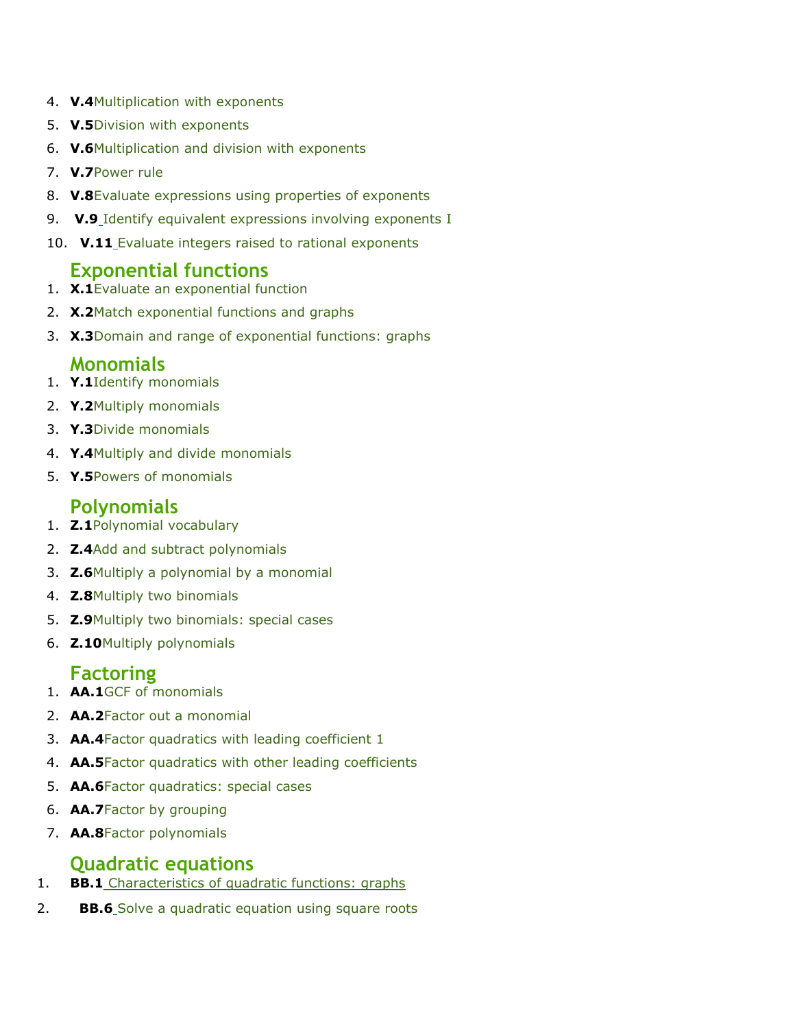4. **V.4** Multiplication with exponents
5. **V.5** Division with exponents
6. **V.6** Multiplication and division with exponents
7. **V.7** Power rule
8. **V.8** Evaluate expressions using properties of exponents
9. **V.9** Identify equivalent expressions involving exponents I
10. **V.11** Evaluate integers raised to rational exponents

## Exponential functions

1. **X.1** Evaluate an exponential function
2. **X.2** Match exponential functions and graphs
3. **X.3** Domain and range of exponential functions: graphs

## Monomials

1. **Y.1** Identify monomials
2. **Y.2** Multiply monomials
3. **Y.3** Divide monomials
4. **Y.4** Multiply and divide monomials
5. **Y.5** Powers of monomials

## Polynomials

1. **Z.1** Polynomial vocabulary
2. **Z.4** Add and subtract polynomials
3. **Z.6** Multiply a polynomial by a monomial
4. **Z.8** Multiply two binomials
5. **Z.9** Multiply two binomials: special cases
6. **Z.10** Multiply polynomials

## Factoring

1. **AA.1** GCF of monomials
2. **AA.2** Factor out a monomial
3. **AA.4** Factor quadratics with leading coefficient 1
4. **AA.5** Factor quadratics with other leading coefficients
5. **AA.6** Factor quadratics: special cases
6. **AA.7** Factor by grouping
7. **AA.8** Factor polynomials

## Quadratic equations

1. **BB.1** Characteristics of quadratic functions: graphs
2. **BB.6** Solve a quadratic equation using square roots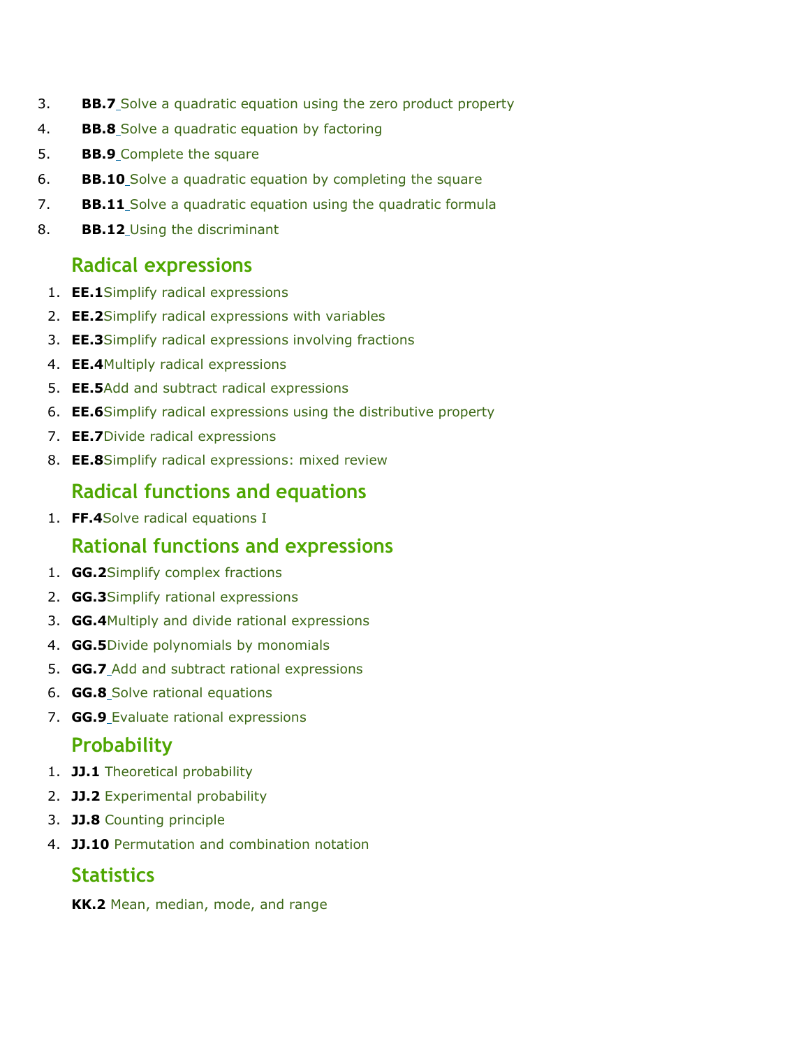3. **BB.7** Solve a quadratic equation using the zero product property
4. **BB.8** Solve a quadratic equation by factoring
5. **BB.9** Complete the square
6. **BB.10** Solve a quadratic equation by completing the square
7. **BB.11** Solve a quadratic equation using the quadratic formula
8. **BB.12** Using the discriminant

## Radical expressions

1. **EE.1**Simplify radical expressions
2. **EE.2**Simplify radical expressions with variables
3. **EE.3**Simplify radical expressions involving fractions
4. **EE.4**Multiply radical expressions
5. **EE.5**Add and subtract radical expressions
6. **EE.6**Simplify radical expressions using the distributive property
7. **EE.7**Divide radical expressions
8. **EE.8**Simplify radical expressions: mixed review

## Radical functions and equations

1. **FF.4**Solve radical equations I

## Rational functions and expressions

1. **GG.2**Simplify complex fractions
2. **GG.3**Simplify rational expressions
3. **GG.4**Multiply and divide rational expressions
4. **GG.5**Divide polynomials by monomials
5. **GG.7** Add and subtract rational expressions
6. **GG.8** Solve rational equations
7. **GG.9** Evaluate rational expressions

## Probability

1. **JJ.1** Theoretical probability
2. **JJ.2** Experimental probability
3. **JJ.8** Counting principle
4. **JJ.10** Permutation and combination notation

## Statistics

**KK.2** Mean, median, mode, and range